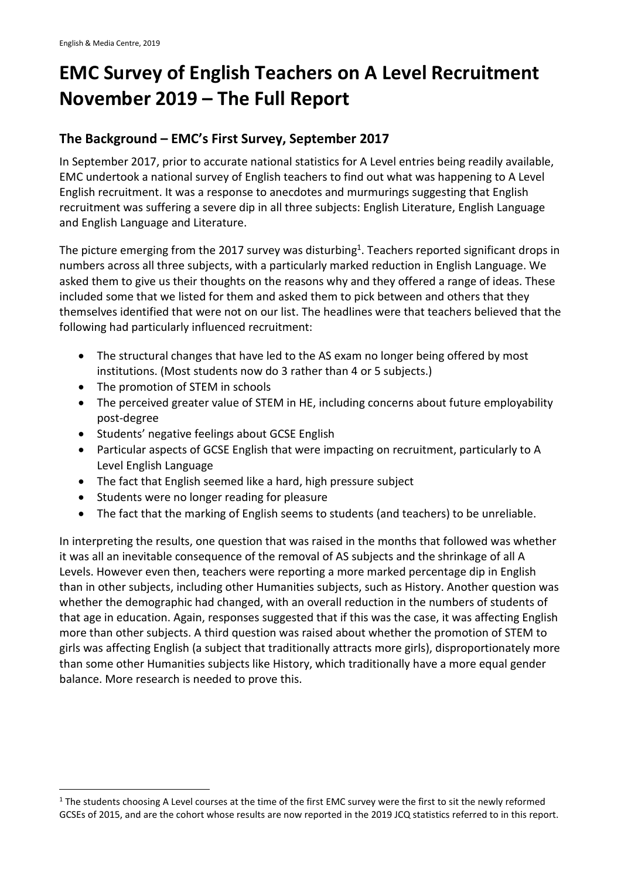# EMC Survey of English Teachers on A Level Recruitment November 2019 – The Full Report

## The Background – EMC's First Survey, September 2017

In September 2017, prior to accurate national statistics for A Level entries being readily available, EMC undertook a national survey of English teachers to find out what was happening to A Level English recruitment. It was a response to anecdotes and murmurings suggesting that English recruitment was suffering a severe dip in all three subjects: English Literature, English Language and English Language and Literature.

The picture emerging from the 2017 survey was disturbing[1]. Teachers reported significant drops in numbers across all three subjects, with a particularly marked reduction in English Language. We asked them to give us their thoughts on the reasons why and they offered a range of ideas. These included some that we listed for them and asked them to pick between and others that they themselves identified that were not on our list. The headlines were that teachers believed that the following had particularly influenced recruitment:

- The structural changes that have led to the AS exam no longer being offered by most institutions. (Most students now do 3 rather than 4 or 5 subjects.)
- The promotion of STEM in schools
- The perceived greater value of STEM in HE, including concerns about future employability post-degree
- Students' negative feelings about GCSE English
- Particular aspects of GCSE English that were impacting on recruitment, particularly to A Level English Language
- The fact that English seemed like a hard, high pressure subject
- Students were no longer reading for pleasure
- The fact that the marking of English seems to students (and teachers) to be unreliable.

In interpreting the results, one question that was raised in the months that followed was whether it was all an inevitable consequence of the removal of AS subjects and the shrinkage of all A Levels. However even then, teachers were reporting a more marked percentage dip in English than in other subjects, including other Humanities subjects, such as History. Another question was whether the demographic had changed, with an overall reduction in the numbers of students of that age in education. Again, responses suggested that if this was the case, it was affecting English more than other subjects. A third question was raised about whether the promotion of STEM to girls was affecting English (a subject that traditionally attracts more girls), disproportionately more than some other Humanities subjects like History, which traditionally have a more equal gender balance. More research is needed to prove this.

[1] The students choosing A Level courses at the time of the first EMC survey were the first to sit the newly reformed GCSEs of 2015, and are the cohort whose results are now reported in the 2019 JCQ statistics referred to in this report.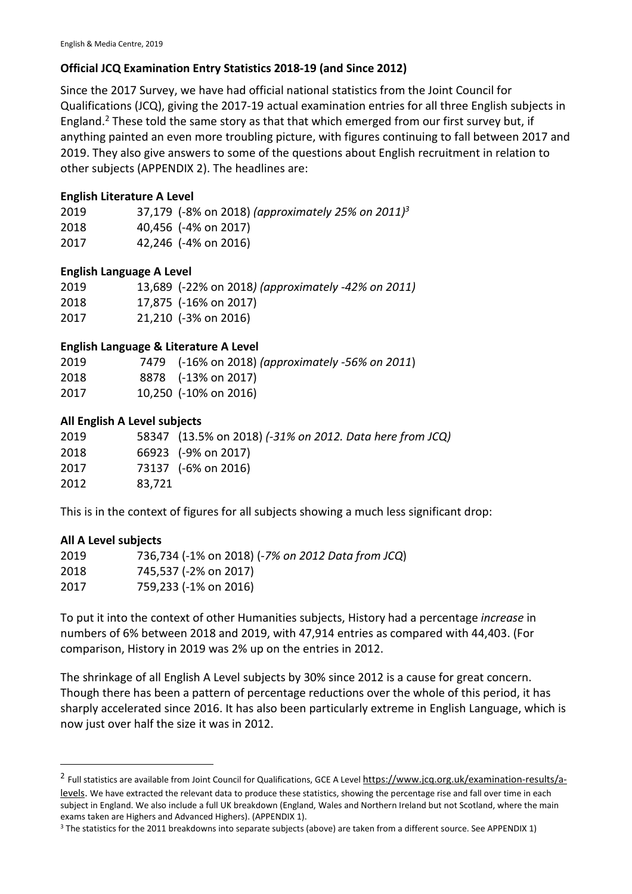**Official JCQ Examination Entry Statistics 2018-19 (and Since 2012)**

Since the 2017 Survey, we have had official national statistics from the Joint Council for Qualifications (JCQ), giving the 2017-19 actual examination entries for all three English subjects in England.[2] These told the same story as that that which emerged from our first survey but, if anything painted an even more troubling picture, with figures continuing to fall between 2017 and 2019. They also give answers to some of the questions about English recruitment in relation to other subjects (APPENDIX 2). The headlines are:

**English Literature A Level**

| | |
|---|---|
| 2019 | 37,179 (-8% on 2018) *(approximately 25% on 2011)*[3] |
| 2018 | 40,456 (-4% on 2017) |
| 2017 | 42,246 (-4% on 2016) |

**English Language A Level**

| | |
|---|---|
| 2019 | 13,689 (-22% on 2018*) (approximately -42% on 2011)* |
| 2018 | 17,875 (-16% on 2017) |
| 2017 | 21,210 (-3% on 2016) |

**English Language & Literature A Level**

| | |
|---|---|
| 2019 | 7479 (-16% on 2018) *(approximately -56% on 2011*) |
| 2018 | 8878 (-13% on 2017) |
| 2017 | 10,250 (-10% on 2016) |

**All English A Level subjects**

| | |
|---|---|
| 2019 | 58347 (13.5% on 2018) *(-31% on 2012. Data here from JCQ)* |
| 2018 | 66923 (-9% on 2017) |
| 2017 | 73137 (-6% on 2016) |
| 2012 | 83,721 |

This is in the context of figures for all subjects showing a much less significant drop:

**All A Level subjects**

| | |
|---|---|
| 2019 | 736,734 (-1% on 2018) (*-7% on 2012 Data from JCQ*) |
| 2018 | 745,537 (-2% on 2017) |
| 2017 | 759,233 (-1% on 2016) |

To put it into the context of other Humanities subjects, History had a percentage *increase* in numbers of 6% between 2018 and 2019, with 47,914 entries as compared with 44,403. (For comparison, History in 2019 was 2% up on the entries in 2012.

The shrinkage of all English A Level subjects by 30% since 2012 is a cause for great concern. Though there has been a pattern of percentage reductions over the whole of this period, it has sharply accelerated since 2016. It has also been particularly extreme in English Language, which is now just over half the size it was in 2012.

---

[2] Full statistics are available from Joint Council for Qualifications, GCE A Level https://www.jcq.org.uk/examination-results/a-levels. We have extracted the relevant data to produce these statistics, showing the percentage rise and fall over time in each subject in England. We also include a full UK breakdown (England, Wales and Northern Ireland but not Scotland, where the main exams taken are Highers and Advanced Highers). (APPENDIX 1).

[3] The statistics for the 2011 breakdowns into separate subjects (above) are taken from a different source. See APPENDIX 1)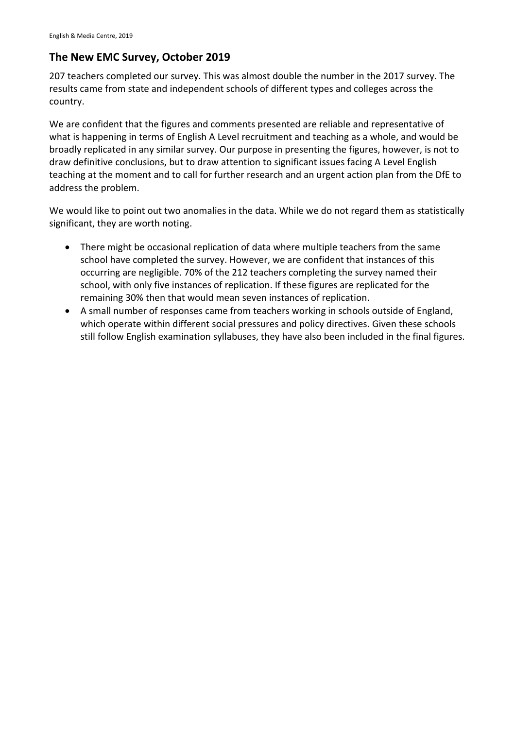## The New EMC Survey, October 2019

207 teachers completed our survey. This was almost double the number in the 2017 survey. The results came from state and independent schools of different types and colleges across the country.

We are confident that the figures and comments presented are reliable and representative of what is happening in terms of English A Level recruitment and teaching as a whole, and would be broadly replicated in any similar survey. Our purpose in presenting the figures, however, is not to draw definitive conclusions, but to draw attention to significant issues facing A Level English teaching at the moment and to call for further research and an urgent action plan from the DfE to address the problem.

We would like to point out two anomalies in the data. While we do not regard them as statistically significant, they are worth noting.

- There might be occasional replication of data where multiple teachers from the same school have completed the survey. However, we are confident that instances of this occurring are negligible. 70% of the 212 teachers completing the survey named their school, with only five instances of replication. If these figures are replicated for the remaining 30% then that would mean seven instances of replication.
- A small number of responses came from teachers working in schools outside of England, which operate within different social pressures and policy directives. Given these schools still follow English examination syllabuses, they have also been included in the final figures.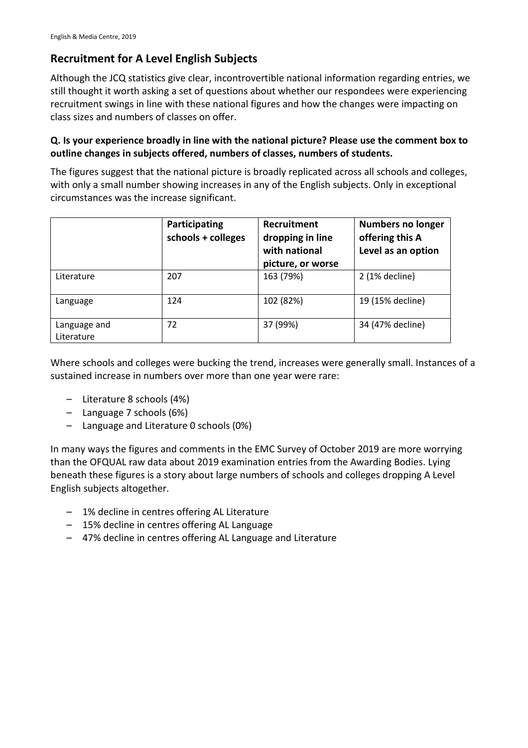## Recruitment for A Level English Subjects

Although the JCQ statistics give clear, incontrovertible national information regarding entries, we still thought it worth asking a set of questions about whether our respondees were experiencing recruitment swings in line with these national figures and how the changes were impacting on class sizes and numbers of classes on offer.

**Q. Is your experience broadly in line with the national picture? Please use the comment box to outline changes in subjects offered, numbers of classes, numbers of students.**

The figures suggest that the national picture is broadly replicated across all schools and colleges, with only a small number showing increases in any of the English subjects. Only in exceptional circumstances was the increase significant.

| | Participating schools + colleges | Recruitment dropping in line with national picture, or worse | Numbers no longer offering this A Level as an option |
|---|---|---|---|
| Literature | 207 | 163 (79%) | 2 (1% decline) |
| Language | 124 | 102 (82%) | 19 (15% decline) |
| Language and Literature | 72 | 37 (99%) | 34 (47% decline) |

Where schools and colleges were bucking the trend, increases were generally small. Instances of a sustained increase in numbers over more than one year were rare:

- Literature 8 schools (4%)
- Language 7 schools (6%)
- Language and Literature 0 schools (0%)

In many ways the figures and comments in the EMC Survey of October 2019 are more worrying than the OFQUAL raw data about 2019 examination entries from the Awarding Bodies. Lying beneath these figures is a story about large numbers of schools and colleges dropping A Level English subjects altogether.

- 1% decline in centres offering AL Literature
- 15% decline in centres offering AL Language
- 47% decline in centres offering AL Language and Literature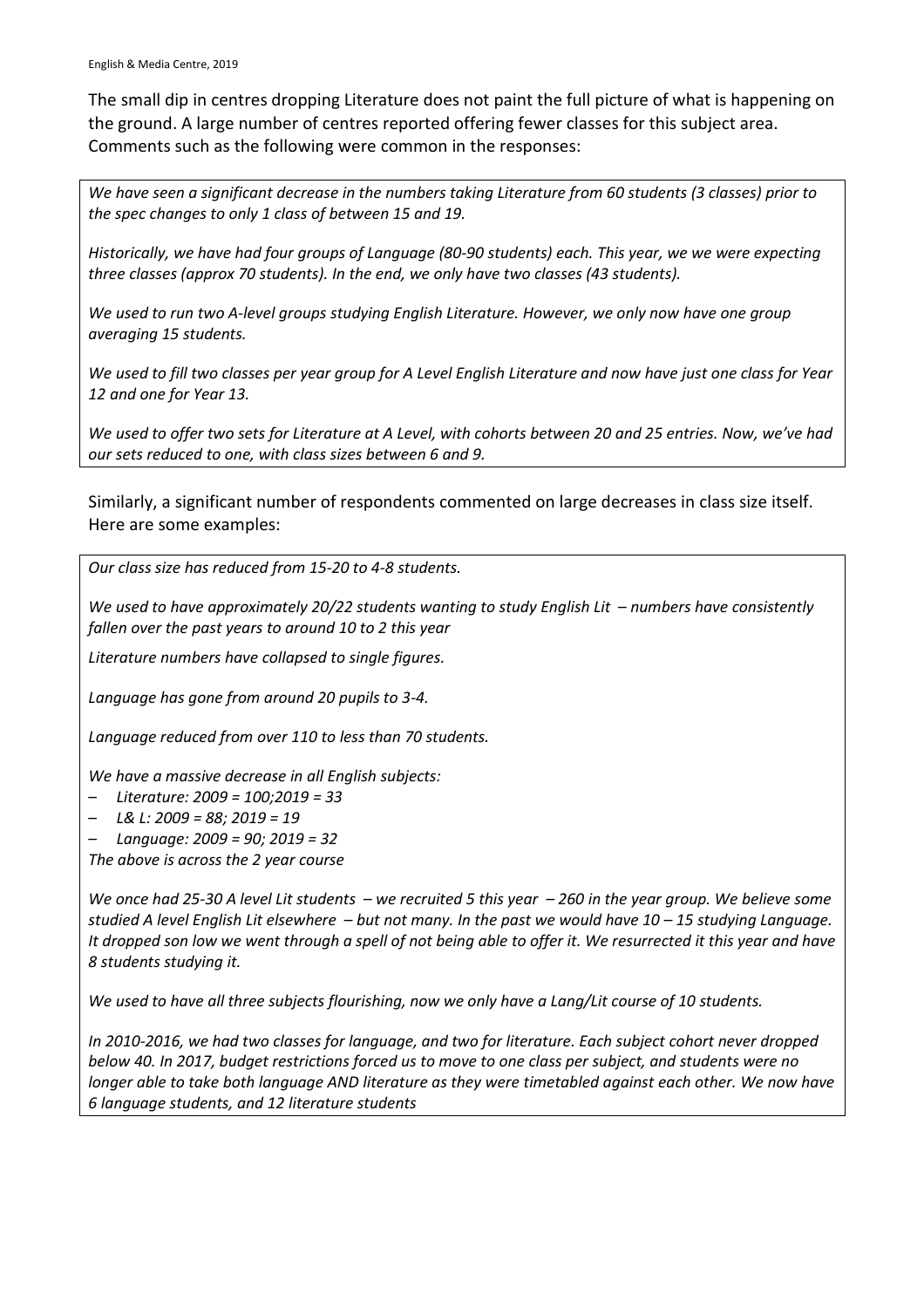The small dip in centres dropping Literature does not paint the full picture of what is happening on the ground. A large number of centres reported offering fewer classes for this subject area. Comments such as the following were common in the responses:

> *We have seen a significant decrease in the numbers taking Literature from 60 students (3 classes) prior to the spec changes to only 1 class of between 15 and 19.*
>
> *Historically, we have had four groups of Language (80-90 students) each. This year, we we were expecting three classes (approx 70 students). In the end, we only have two classes (43 students).*
>
> *We used to run two A-level groups studying English Literature. However, we only now have one group averaging 15 students.*
>
> *We used to fill two classes per year group for A Level English Literature and now have just one class for Year 12 and one for Year 13.*
>
> *We used to offer two sets for Literature at A Level, with cohorts between 20 and 25 entries. Now, we've had our sets reduced to one, with class sizes between 6 and 9.*

Similarly, a significant number of respondents commented on large decreases in class size itself. Here are some examples:

> *Our class size has reduced from 15-20 to 4-8 students.*
>
> *We used to have approximately 20/22 students wanting to study English Lit – numbers have consistently fallen over the past years to around 10 to 2 this year*
>
> *Literature numbers have collapsed to single figures.*
>
> *Language has gone from around 20 pupils to 3-4.*
>
> *Language reduced from over 110 to less than 70 students.*
>
> *We have a massive decrease in all English subjects:*
>
> - *Literature: 2009 = 100;2019 = 33*
> - *L& L: 2009 = 88; 2019 = 19*
> - *Language: 2009 = 90; 2019 = 32*
>
> *The above is across the 2 year course*
>
> *We once had 25-30 A level Lit students – we recruited 5 this year – 260 in the year group. We believe some studied A level English Lit elsewhere – but not many. In the past we would have 10 – 15 studying Language. It dropped son low we went through a spell of not being able to offer it. We resurrected it this year and have 8 students studying it.*
>
> *We used to have all three subjects flourishing, now we only have a Lang/Lit course of 10 students.*
>
> *In 2010-2016, we had two classes for language, and two for literature. Each subject cohort never dropped below 40. In 2017, budget restrictions forced us to move to one class per subject, and students were no longer able to take both language AND literature as they were timetabled against each other. We now have 6 language students, and 12 literature students*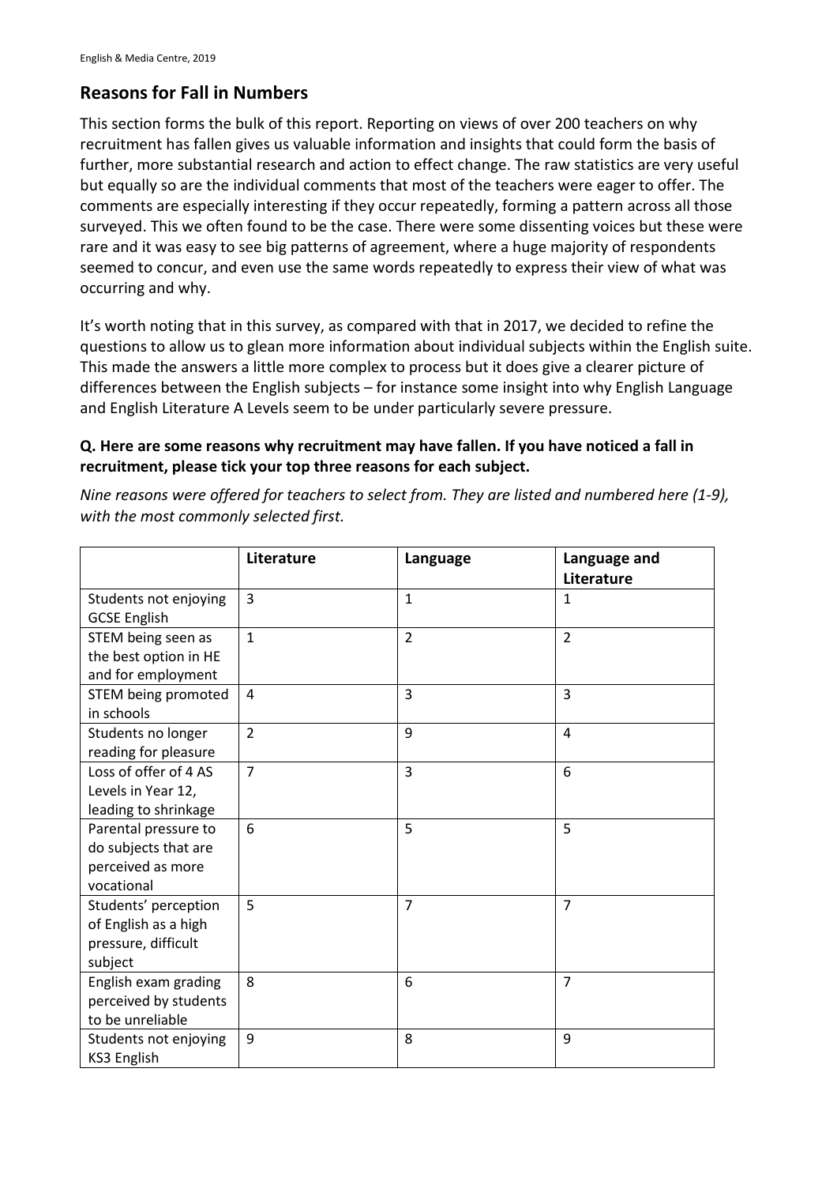## Reasons for Fall in Numbers

This section forms the bulk of this report. Reporting on views of over 200 teachers on why recruitment has fallen gives us valuable information and insights that could form the basis of further, more substantial research and action to effect change. The raw statistics are very useful but equally so are the individual comments that most of the teachers were eager to offer. The comments are especially interesting if they occur repeatedly, forming a pattern across all those surveyed. This we often found to be the case. There were some dissenting voices but these were rare and it was easy to see big patterns of agreement, where a huge majority of respondents seemed to concur, and even use the same words repeatedly to express their view of what was occurring and why.

It's worth noting that in this survey, as compared with that in 2017, we decided to refine the questions to allow us to glean more information about individual subjects within the English suite. This made the answers a little more complex to process but it does give a clearer picture of differences between the English subjects – for instance some insight into why English Language and English Literature A Levels seem to be under particularly severe pressure.

**Q. Here are some reasons why recruitment may have fallen. If you have noticed a fall in recruitment, please tick your top three reasons for each subject.**

*Nine reasons were offered for teachers to select from. They are listed and numbered here (1-9), with the most commonly selected first.*

| | Literature | Language | Language and Literature |
|---|---|---|---|
| Students not enjoying GCSE English | 3 | 1 | 1 |
| STEM being seen as the best option in HE and for employment | 1 | 2 | 2 |
| STEM being promoted in schools | 4 | 3 | 3 |
| Students no longer reading for pleasure | 2 | 9 | 4 |
| Loss of offer of 4 AS Levels in Year 12, leading to shrinkage | 7 | 3 | 6 |
| Parental pressure to do subjects that are perceived as more vocational | 6 | 5 | 5 |
| Students' perception of English as a high pressure, difficult subject | 5 | 7 | 7 |
| English exam grading perceived by students to be unreliable | 8 | 6 | 7 |
| Students not enjoying KS3 English | 9 | 8 | 9 |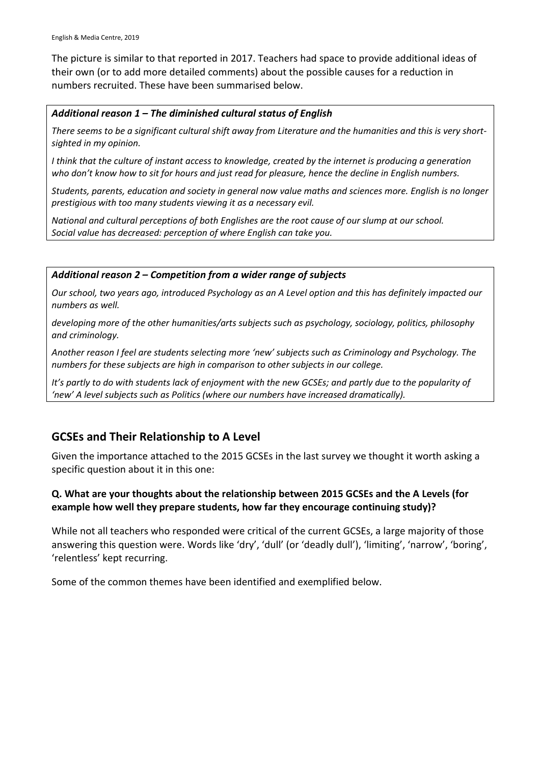The picture is similar to that reported in 2017. Teachers had space to provide additional ideas of their own (or to add more detailed comments) about the possible causes for a reduction in numbers recruited. These have been summarised below.

> ***Additional reason 1 – The diminished cultural status of English***
>
> *There seems to be a significant cultural shift away from Literature and the humanities and this is very short-sighted in my opinion.*
>
> *I think that the culture of instant access to knowledge, created by the internet is producing a generation who don't know how to sit for hours and just read for pleasure, hence the decline in English numbers.*
>
> *Students, parents, education and society in general now value maths and sciences more. English is no longer prestigious with too many students viewing it as a necessary evil.*
>
> *National and cultural perceptions of both Englishes are the root cause of our slump at our school.*
> *Social value has decreased: perception of where English can take you.*

> ***Additional reason 2 – Competition from a wider range of subjects***
>
> *Our school, two years ago, introduced Psychology as an A Level option and this has definitely impacted our numbers as well.*
>
> *developing more of the other humanities/arts subjects such as psychology, sociology, politics, philosophy and criminology.*
>
> *Another reason I feel are students selecting more 'new' subjects such as Criminology and Psychology. The numbers for these subjects are high in comparison to other subjects in our college.*
>
> *It's partly to do with students lack of enjoyment with the new GCSEs; and partly due to the popularity of 'new' A level subjects such as Politics (where our numbers have increased dramatically).*

## GCSEs and Their Relationship to A Level

Given the importance attached to the 2015 GCSEs in the last survey we thought it worth asking a specific question about it in this one:

**Q. What are your thoughts about the relationship between 2015 GCSEs and the A Levels (for example how well they prepare students, how far they encourage continuing study)?**

While not all teachers who responded were critical of the current GCSEs, a large majority of those answering this question were. Words like 'dry', 'dull' (or 'deadly dull'), 'limiting', 'narrow', 'boring', 'relentless' kept recurring.

Some of the common themes have been identified and exemplified below.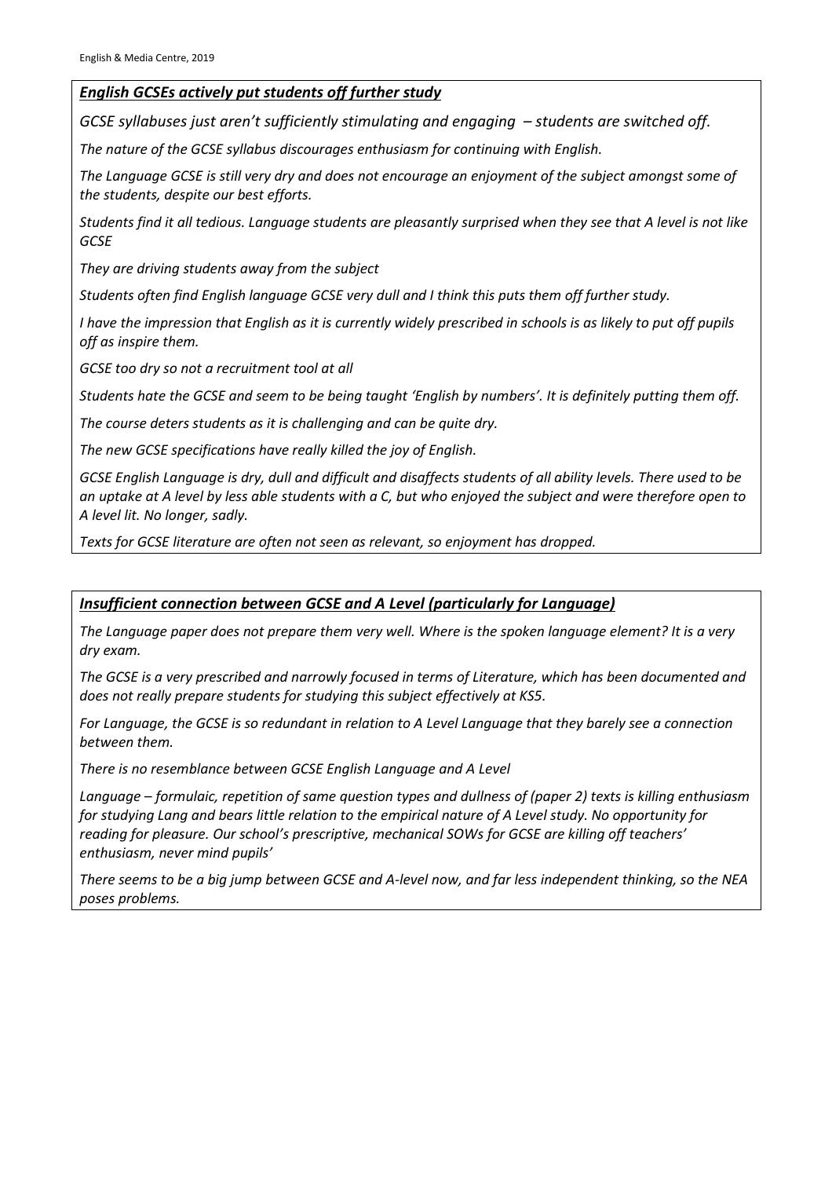***English GCSEs actively put students off further study***

*GCSE syllabuses just aren't sufficiently stimulating and engaging – students are switched off.*

*The nature of the GCSE syllabus discourages enthusiasm for continuing with English.*

*The Language GCSE is still very dry and does not encourage an enjoyment of the subject amongst some of the students, despite our best efforts.*

*Students find it all tedious. Language students are pleasantly surprised when they see that A level is not like GCSE*

*They are driving students away from the subject*

*Students often find English language GCSE very dull and I think this puts them off further study.*

*I have the impression that English as it is currently widely prescribed in schools is as likely to put off pupils off as inspire them.*

*GCSE too dry so not a recruitment tool at all*

*Students hate the GCSE and seem to be being taught 'English by numbers'. It is definitely putting them off.*

*The course deters students as it is challenging and can be quite dry.*

*The new GCSE specifications have really killed the joy of English.*

*GCSE English Language is dry, dull and difficult and disaffects students of all ability levels. There used to be an uptake at A level by less able students with a C, but who enjoyed the subject and were therefore open to A level lit. No longer, sadly.*

*Texts for GCSE literature are often not seen as relevant, so enjoyment has dropped.*

***Insufficient connection between GCSE and A Level (particularly for Language)***

*The Language paper does not prepare them very well. Where is the spoken language element? It is a very dry exam.*

*The GCSE is a very prescribed and narrowly focused in terms of Literature, which has been documented and does not really prepare students for studying this subject effectively at KS5.*

*For Language, the GCSE is so redundant in relation to A Level Language that they barely see a connection between them.*

*There is no resemblance between GCSE English Language and A Level*

*Language – formulaic, repetition of same question types and dullness of (paper 2) texts is killing enthusiasm for studying Lang and bears little relation to the empirical nature of A Level study. No opportunity for reading for pleasure. Our school's prescriptive, mechanical SOWs for GCSE are killing off teachers' enthusiasm, never mind pupils'*

*There seems to be a big jump between GCSE and A-level now, and far less independent thinking, so the NEA poses problems.*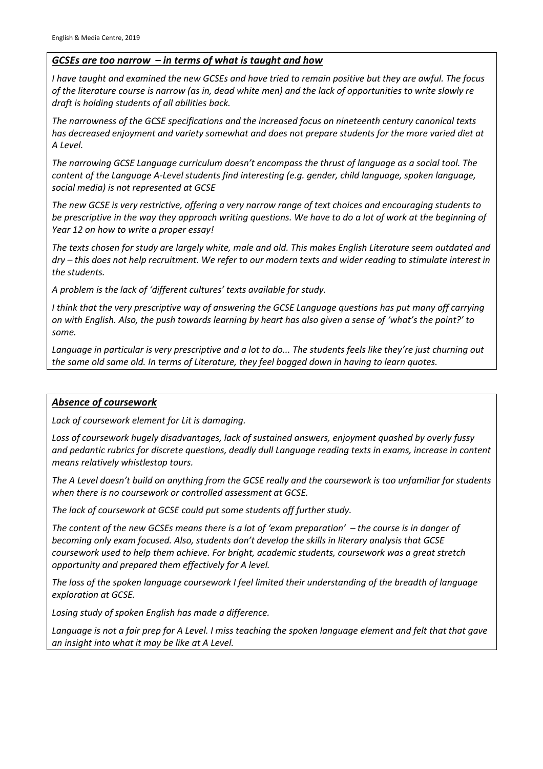## ***GCSEs are too narrow – in terms of what is taught and how***

*I have taught and examined the new GCSEs and have tried to remain positive but they are awful. The focus of the literature course is narrow (as in, dead white men) and the lack of opportunities to write slowly re draft is holding students of all abilities back.*

*The narrowness of the GCSE specifications and the increased focus on nineteenth century canonical texts has decreased enjoyment and variety somewhat and does not prepare students for the more varied diet at A Level.*

*The narrowing GCSE Language curriculum doesn't encompass the thrust of language as a social tool. The content of the Language A-Level students find interesting (e.g. gender, child language, spoken language, social media) is not represented at GCSE*

*The new GCSE is very restrictive, offering a very narrow range of text choices and encouraging students to be prescriptive in the way they approach writing questions. We have to do a lot of work at the beginning of Year 12 on how to write a proper essay!*

*The texts chosen for study are largely white, male and old. This makes English Literature seem outdated and dry – this does not help recruitment. We refer to our modern texts and wider reading to stimulate interest in the students.*

*A problem is the lack of 'different cultures' texts available for study.*

*I think that the very prescriptive way of answering the GCSE Language questions has put many off carrying on with English. Also, the push towards learning by heart has also given a sense of 'what's the point?' to some.*

*Language in particular is very prescriptive and a lot to do... The students feels like they're just churning out the same old same old. In terms of Literature, they feel bogged down in having to learn quotes.*

## ***Absence of coursework***

*Lack of coursework element for Lit is damaging.*

*Loss of coursework hugely disadvantages, lack of sustained answers, enjoyment quashed by overly fussy and pedantic rubrics for discrete questions, deadly dull Language reading texts in exams, increase in content means relatively whistlestop tours.*

*The A Level doesn't build on anything from the GCSE really and the coursework is too unfamiliar for students when there is no coursework or controlled assessment at GCSE.*

*The lack of coursework at GCSE could put some students off further study.*

*The content of the new GCSEs means there is a lot of 'exam preparation' – the course is in danger of becoming only exam focused. Also, students don't develop the skills in literary analysis that GCSE coursework used to help them achieve. For bright, academic students, coursework was a great stretch opportunity and prepared them effectively for A level.*

*The loss of the spoken language coursework I feel limited their understanding of the breadth of language exploration at GCSE.*

*Losing study of spoken English has made a difference.*

*Language is not a fair prep for A Level. I miss teaching the spoken language element and felt that that gave an insight into what it may be like at A Level.*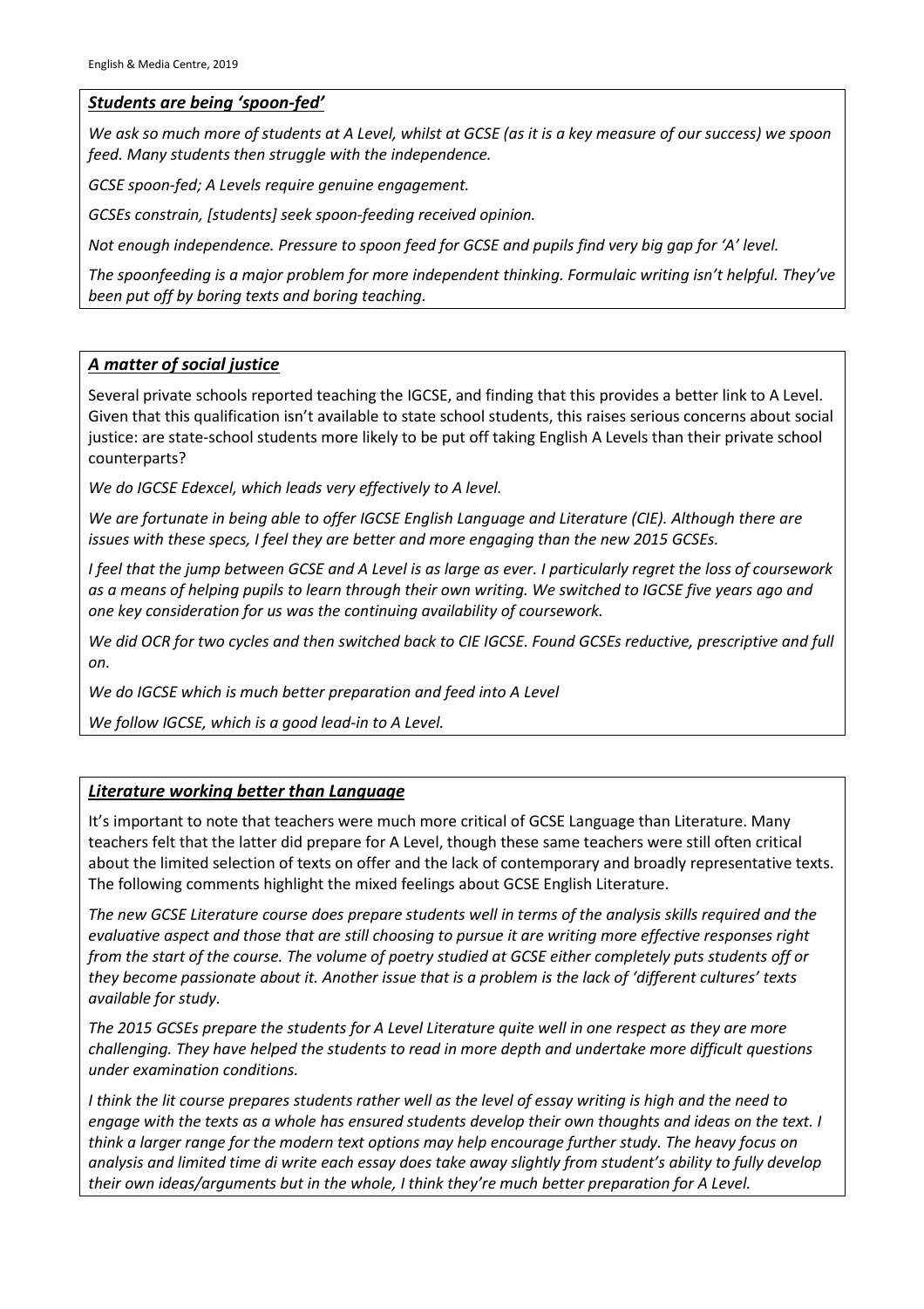### ***Students are being 'spoon-fed'***

*We ask so much more of students at A Level, whilst at GCSE (as it is a key measure of our success) we spoon feed. Many students then struggle with the independence.*

*GCSE spoon-fed; A Levels require genuine engagement.*

*GCSEs constrain, [students] seek spoon-feeding received opinion.*

*Not enough independence. Pressure to spoon feed for GCSE and pupils find very big gap for 'A' level.*

*The spoonfeeding is a major problem for more independent thinking. Formulaic writing isn't helpful. They've been put off by boring texts and boring teaching.*

### ***A matter of social justice***

Several private schools reported teaching the IGCSE, and finding that this provides a better link to A Level. Given that this qualification isn't available to state school students, this raises serious concerns about social justice: are state-school students more likely to be put off taking English A Levels than their private school counterparts?

*We do IGCSE Edexcel, which leads very effectively to A level.*

*We are fortunate in being able to offer IGCSE English Language and Literature (CIE). Although there are issues with these specs, I feel they are better and more engaging than the new 2015 GCSEs.*

*I feel that the jump between GCSE and A Level is as large as ever. I particularly regret the loss of coursework as a means of helping pupils to learn through their own writing. We switched to IGCSE five years ago and one key consideration for us was the continuing availability of coursework.*

*We did OCR for two cycles and then switched back to CIE IGCSE. Found GCSEs reductive, prescriptive and full on.*

*We do IGCSE which is much better preparation and feed into A Level*

*We follow IGCSE, which is a good lead-in to A Level.*

### ***Literature working better than Language***

It's important to note that teachers were much more critical of GCSE Language than Literature. Many teachers felt that the latter did prepare for A Level, though these same teachers were still often critical about the limited selection of texts on offer and the lack of contemporary and broadly representative texts. The following comments highlight the mixed feelings about GCSE English Literature.

*The new GCSE Literature course does prepare students well in terms of the analysis skills required and the evaluative aspect and those that are still choosing to pursue it are writing more effective responses right from the start of the course. The volume of poetry studied at GCSE either completely puts students off or they become passionate about it. Another issue that is a problem is the lack of 'different cultures' texts available for study.*

*The 2015 GCSEs prepare the students for A Level Literature quite well in one respect as they are more challenging. They have helped the students to read in more depth and undertake more difficult questions under examination conditions.*

*I think the lit course prepares students rather well as the level of essay writing is high and the need to engage with the texts as a whole has ensured students develop their own thoughts and ideas on the text. I think a larger range for the modern text options may help encourage further study. The heavy focus on analysis and limited time di write each essay does take away slightly from student's ability to fully develop their own ideas/arguments but in the whole, I think they're much better preparation for A Level.*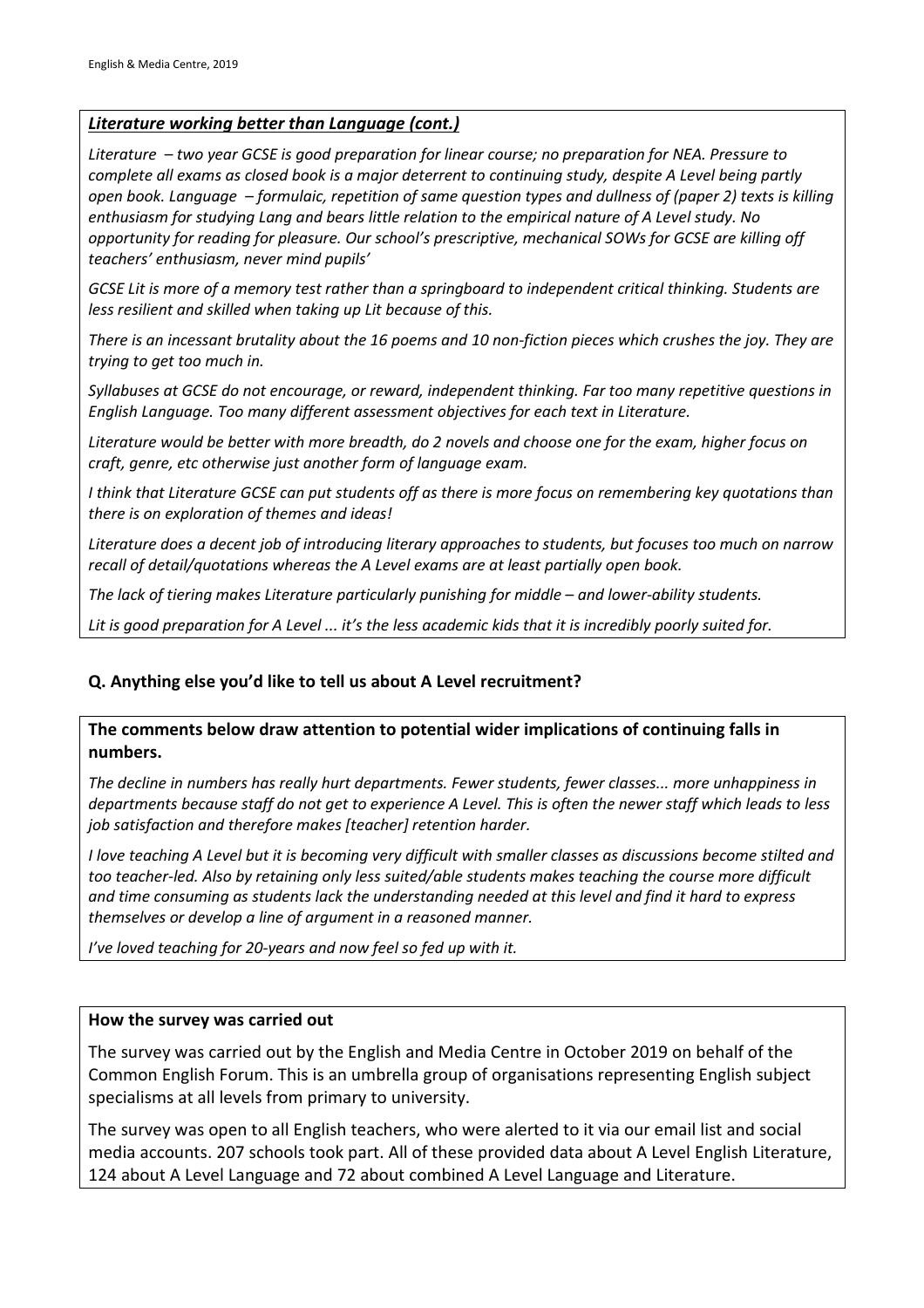***Literature working better than Language (cont.)***

*Literature – two year GCSE is good preparation for linear course; no preparation for NEA. Pressure to complete all exams as closed book is a major deterrent to continuing study, despite A Level being partly open book. Language – formulaic, repetition of same question types and dullness of (paper 2) texts is killing enthusiasm for studying Lang and bears little relation to the empirical nature of A Level study. No opportunity for reading for pleasure. Our school's prescriptive, mechanical SOWs for GCSE are killing off teachers' enthusiasm, never mind pupils'*

*GCSE Lit is more of a memory test rather than a springboard to independent critical thinking. Students are less resilient and skilled when taking up Lit because of this.*

*There is an incessant brutality about the 16 poems and 10 non-fiction pieces which crushes the joy. They are trying to get too much in.*

*Syllabuses at GCSE do not encourage, or reward, independent thinking. Far too many repetitive questions in English Language. Too many different assessment objectives for each text in Literature.*

*Literature would be better with more breadth, do 2 novels and choose one for the exam, higher focus on craft, genre, etc otherwise just another form of language exam.*

*I think that Literature GCSE can put students off as there is more focus on remembering key quotations than there is on exploration of themes and ideas!*

*Literature does a decent job of introducing literary approaches to students, but focuses too much on narrow recall of detail/quotations whereas the A Level exams are at least partially open book.*

*The lack of tiering makes Literature particularly punishing for middle – and lower-ability students.*

*Lit is good preparation for A Level ... it's the less academic kids that it is incredibly poorly suited for.*

### Q. Anything else you'd like to tell us about A Level recruitment?

**The comments below draw attention to potential wider implications of continuing falls in numbers.**

*The decline in numbers has really hurt departments. Fewer students, fewer classes... more unhappiness in departments because staff do not get to experience A Level. This is often the newer staff which leads to less job satisfaction and therefore makes [teacher] retention harder.*

*I love teaching A Level but it is becoming very difficult with smaller classes as discussions become stilted and too teacher-led. Also by retaining only less suited/able students makes teaching the course more difficult and time consuming as students lack the understanding needed at this level and find it hard to express themselves or develop a line of argument in a reasoned manner.*

*I've loved teaching for 20-years and now feel so fed up with it.*

**How the survey was carried out**

The survey was carried out by the English and Media Centre in October 2019 on behalf of the Common English Forum. This is an umbrella group of organisations representing English subject specialisms at all levels from primary to university.

The survey was open to all English teachers, who were alerted to it via our email list and social media accounts. 207 schools took part. All of these provided data about A Level English Literature, 124 about A Level Language and 72 about combined A Level Language and Literature.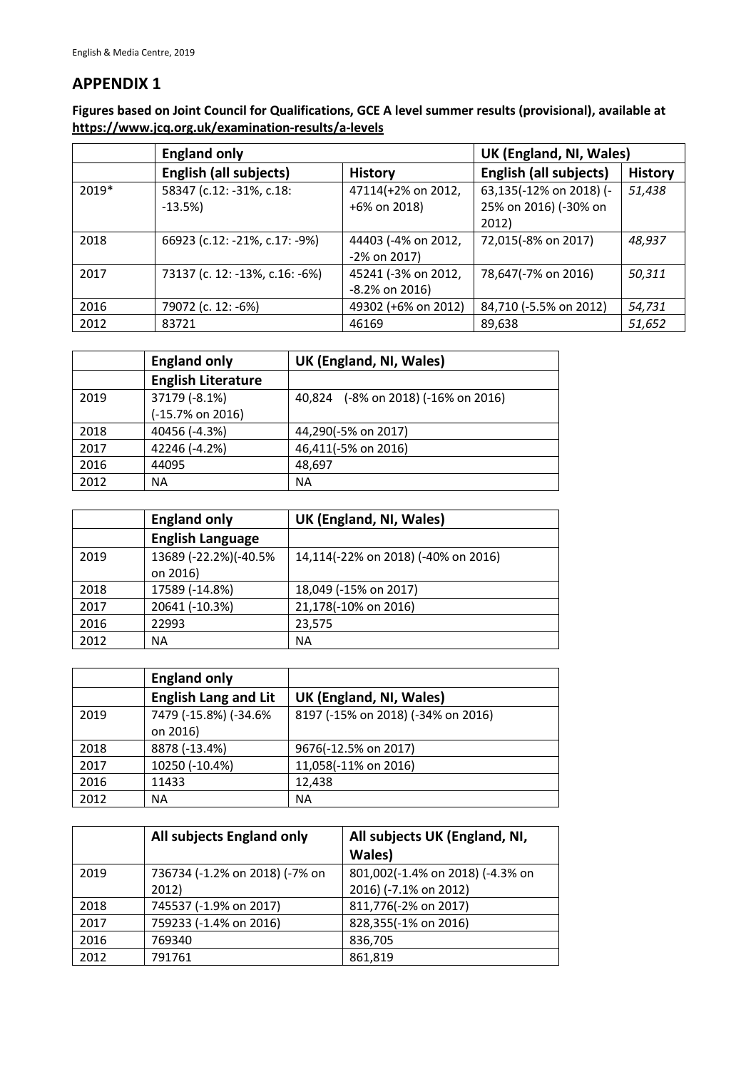## APPENDIX 1

**Figures based on Joint Council for Qualifications, GCE A level summer results (provisional), available at https://www.jcq.org.uk/examination-results/a-levels**

| | England only | | UK (England, NI, Wales) | |
|---|---|---|---|---|
| | **English (all subjects)** | **History** | **English (all subjects)** | **History** |
| 2019* | 58347 (c.12: -31%, c.18: -13.5%) | 47114(+2% on 2012, +6% on 2018) | 63,135(-12% on 2018) (-25% on 2016) (-30% on 2012) | *51,438* |
| 2018 | 66923 (c.12: -21%, c.17: -9%) | 44403 (-4% on 2012, -2% on 2017) | 72,015(-8% on 2017) | *48,937* |
| 2017 | 73137 (c. 12: -13%, c.16: -6%) | 45241 (-3% on 2012, -8.2% on 2016) | 78,647(-7% on 2016) | *50,311* |
| 2016 | 79072 (c. 12: -6%) | 49302 (+6% on 2012) | 84,710 (-5.5% on 2012) | *54,731* |
| 2012 | 83721 | 46169 | 89,638 | *51,652* |

| | England only | UK (England, NI, Wales) |
|---|---|---|
| | **English Literature** | |
| 2019 | 37179 (-8.1%) (-15.7% on 2016) | 40,824 (-8% on 2018) (-16% on 2016) |
| 2018 | 40456 (-4.3%) | 44,290(-5% on 2017) |
| 2017 | 42246 (-4.2%) | 46,411(-5% on 2016) |
| 2016 | 44095 | 48,697 |
| 2012 | NA | NA |

| | England only | UK (England, NI, Wales) |
|---|---|---|
| | **English Language** | |
| 2019 | 13689 (-22.2%)(-40.5% on 2016) | 14,114(-22% on 2018) (-40% on 2016) |
| 2018 | 17589 (-14.8%) | 18,049 (-15% on 2017) |
| 2017 | 20641 (-10.3%) | 21,178(-10% on 2016) |
| 2016 | 22993 | 23,575 |
| 2012 | NA | NA |

| | England only | |
|---|---|---|
| | **English Lang and Lit** | **UK (England, NI, Wales)** |
| 2019 | 7479 (-15.8%) (-34.6% on 2016) | 8197 (-15% on 2018) (-34% on 2016) |
| 2018 | 8878 (-13.4%) | 9676(-12.5% on 2017) |
| 2017 | 10250 (-10.4%) | 11,058(-11% on 2016) |
| 2016 | 11433 | 12,438 |
| 2012 | NA | NA |

| | All subjects England only | All subjects UK (England, NI, Wales) |
|---|---|---|
| 2019 | 736734 (-1.2% on 2018) (-7% on 2012) | 801,002(-1.4% on 2018) (-4.3% on 2016) (-7.1% on 2012) |
| 2018 | 745537 (-1.9% on 2017) | 811,776(-2% on 2017) |
| 2017 | 759233 (-1.4% on 2016) | 828,355(-1% on 2016) |
| 2016 | 769340 | 836,705 |
| 2012 | 791761 | 861,819 |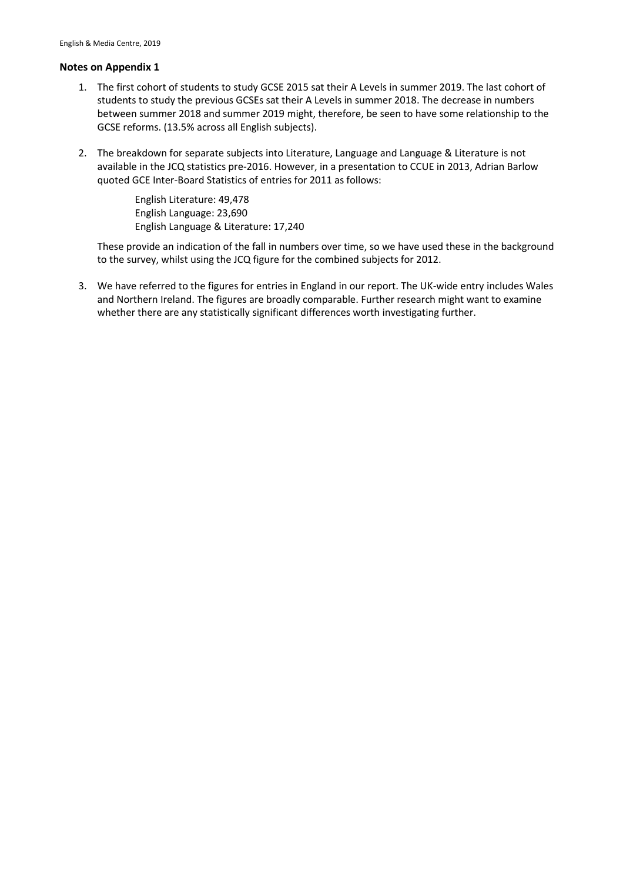**Notes on Appendix 1**

1. The first cohort of students to study GCSE 2015 sat their A Levels in summer 2019. The last cohort of students to study the previous GCSEs sat their A Levels in summer 2018. The decrease in numbers between summer 2018 and summer 2019 might, therefore, be seen to have some relationship to the GCSE reforms. (13.5% across all English subjects).

2. The breakdown for separate subjects into Literature, Language and Language & Literature is not available in the JCQ statistics pre-2016. However, in a presentation to CCUE in 2013, Adrian Barlow quoted GCE Inter-Board Statistics of entries for 2011 as follows:

   English Literature: 49,478
   English Language: 23,690
   English Language & Literature: 17,240

   These provide an indication of the fall in numbers over time, so we have used these in the background to the survey, whilst using the JCQ figure for the combined subjects for 2012.

3. We have referred to the figures for entries in England in our report. The UK-wide entry includes Wales and Northern Ireland. The figures are broadly comparable. Further research might want to examine whether there are any statistically significant differences worth investigating further.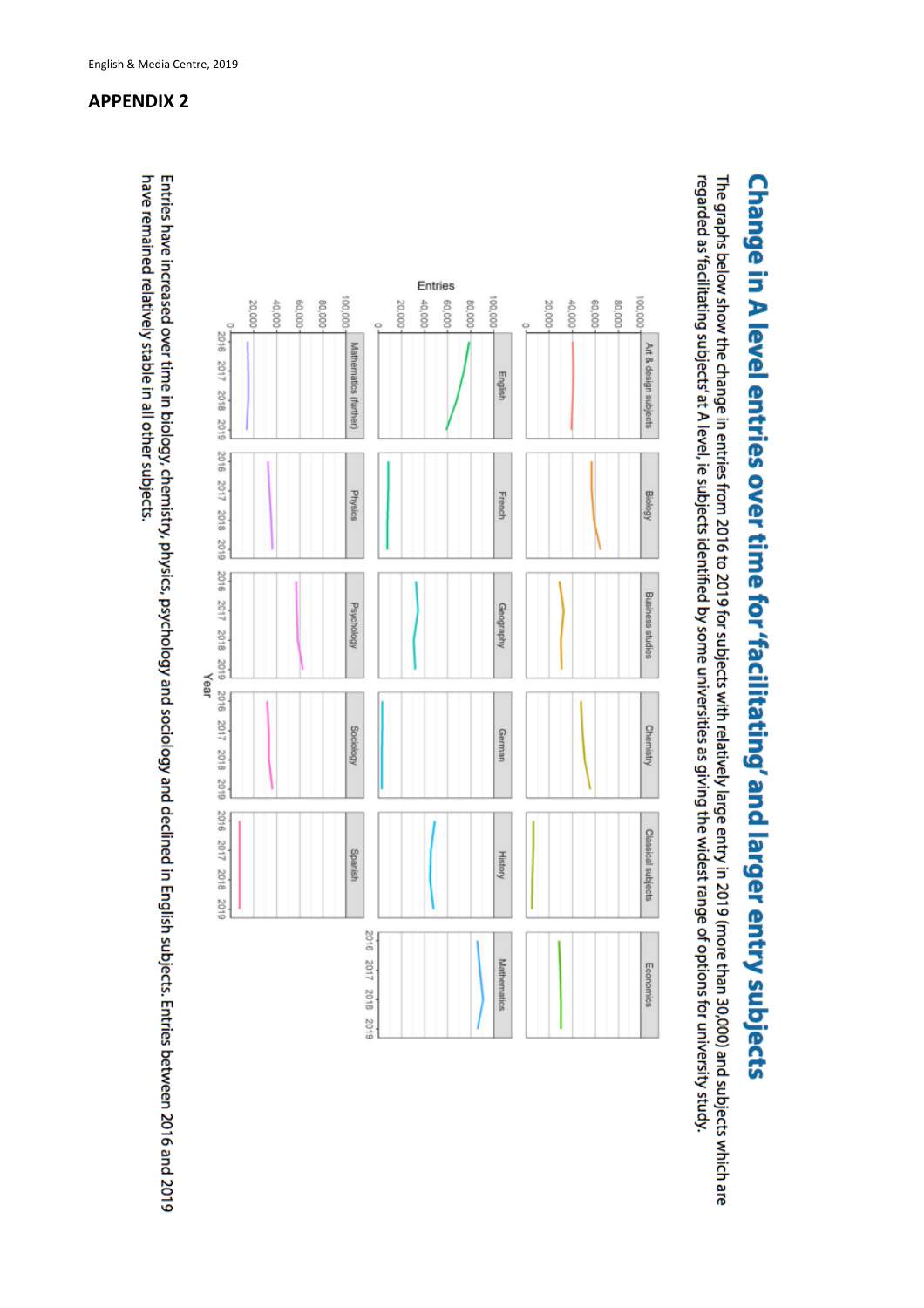## APPENDIX 2

# Change in A level entries over time for 'facilitating' and larger entry subjects

The graphs below show the change in entries from 2016 to 2019 for subjects with relatively large entry in 2019 (more than 30,000) and subjects which are regarded as 'facilitating subjects' at A level, ie subjects identified by some universities as giving the widest range of options for university study.

Entries

100,000
80,000
60,000
40,000
20,000
0

Art & design subjects
Biology
Business studies
Chemistry
Classical subjects
Economics
English
French
Geography
German
History
Mathematics
Mathematics (further)
Physics
Psychology
Sociology
Spanish

2016 2017 2018 2019

Year

Entries have increased over time in biology, chemistry, physics, psychology and sociology and declined in English subjects. Entries between 2016 and 2019 have remained relatively stable in all other subjects.